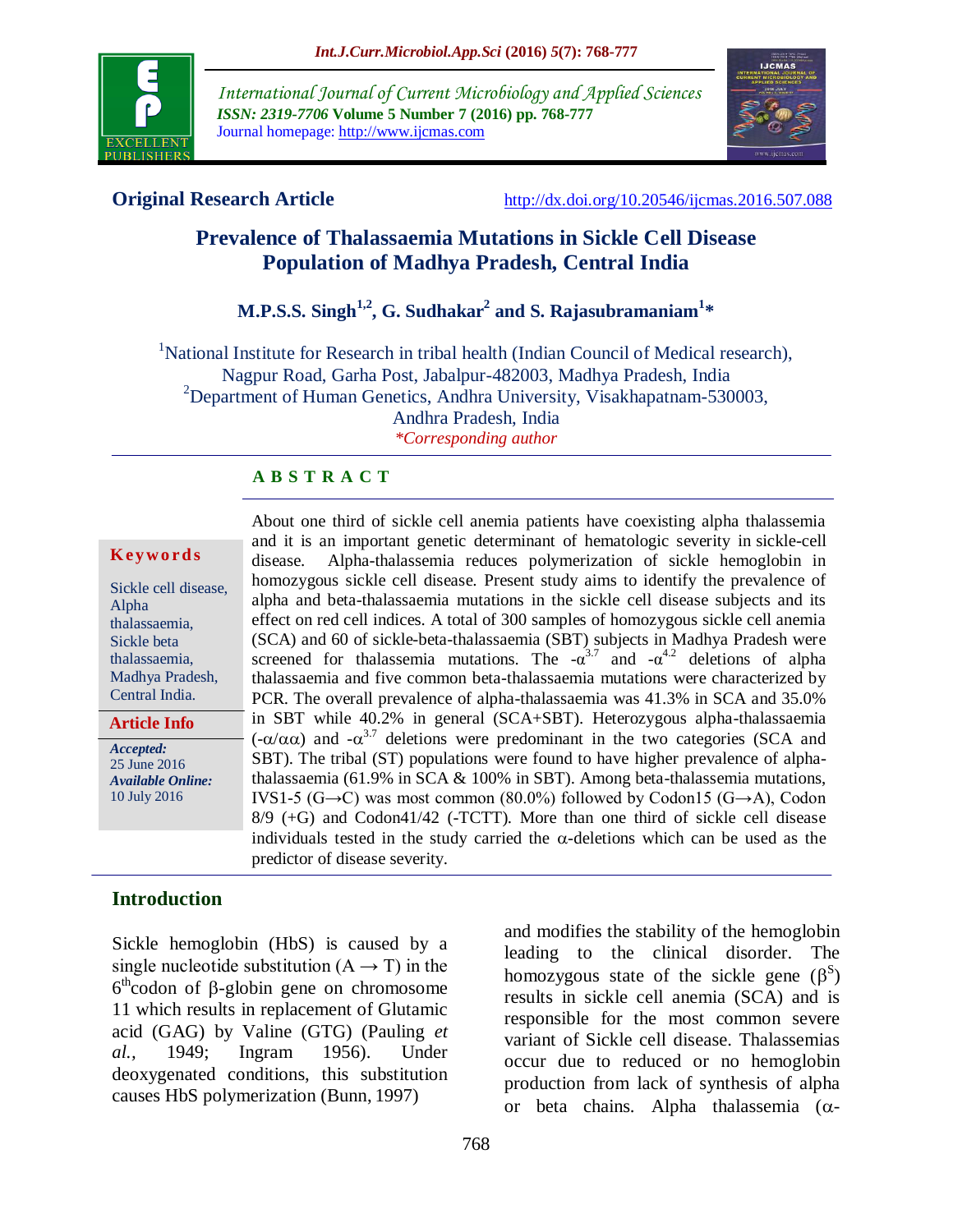International Journal of Current Microbiology and Applied Sciences
*ISSN: 2319-7706* **Volume 5 Number 7 (2016) pp. 768-777**
Journal homepage: http://www.ijcmas.com

**Original Research Article** http://dx.doi.org/10.20546/ijcmas.2016.507.088

# Prevalence of Thalassaemia Mutations in Sickle Cell Disease Population of Madhya Pradesh, Central India

**M.P.S.S. Singh[1,2], G. Sudhakar[2] and S. Rajasubramaniam[1]***

[1]National Institute for Research in tribal health (Indian Council of Medical research), Nagpur Road, Garha Post, Jabalpur-482003, Madhya Pradesh, India
[2]Department of Human Genetics, Andhra University, Visakhapatnam-530003, Andhra Pradesh, India
*\*Corresponding author*

## ABSTRACT

**Keywords**

Sickle cell disease, Alpha thalassaemia, Sickle beta thalassaemia, Madhya Pradesh, Central India.

**Article Info**

***Accepted:*** 25 June 2016
***Available Online:*** 10 July 2016

About one third of sickle cell anemia patients have coexisting alpha thalassemia and it is an important genetic determinant of hematologic severity in sickle-cell disease. Alpha-thalassemia reduces polymerization of sickle hemoglobin in homozygous sickle cell disease. Present study aims to identify the prevalence of alpha and beta-thalassaemia mutations in the sickle cell disease subjects and its effect on red cell indices. A total of 300 samples of homozygous sickle cell anemia (SCA) and 60 of sickle-beta-thalassaemia (SBT) subjects in Madhya Pradesh were screened for thalassemia mutations. The $-\alpha^{3.7}$ and $-\alpha^{4.2}$ deletions of alpha thalassaemia and five common beta-thalassaemia mutations were characterized by PCR. The overall prevalence of alpha-thalassaemia was 41.3% in SCA and 35.0% in SBT while 40.2% in general (SCA+SBT). Heterozygous alpha-thalassaemia ($-\alpha/\alpha\alpha$) and $-\alpha^{3.7}$ deletions were predominant in the two categories (SCA and SBT). The tribal (ST) populations were found to have higher prevalence of alpha-thalassaemia (61.9% in SCA & 100% in SBT). Among beta-thalassemia mutations, IVS1-5 (G→C) was most common (80.0%) followed by Codon15 (G→A), Codon 8/9 (+G) and Codon41/42 (-TCTT). More than one third of sickle cell disease individuals tested in the study carried the α-deletions which can be used as the predictor of disease severity.

## Introduction

Sickle hemoglobin (HbS) is caused by a single nucleotide substitution (A → T) in the $6^{th}$codon of β-globin gene on chromosome 11 which results in replacement of Glutamic acid (GAG) by Valine (GTG) (Pauling *et al.,* 1949; Ingram 1956). Under deoxygenated conditions, this substitution causes HbS polymerization (Bunn, 1997) and modifies the stability of the hemoglobin leading to the clinical disorder. The homozygous state of the sickle gene ($\beta^S$) results in sickle cell anemia (SCA) and is responsible for the most common severe variant of Sickle cell disease. Thalassemias occur due to reduced or no hemoglobin production from lack of synthesis of alpha or beta chains. Alpha thalassemia (α-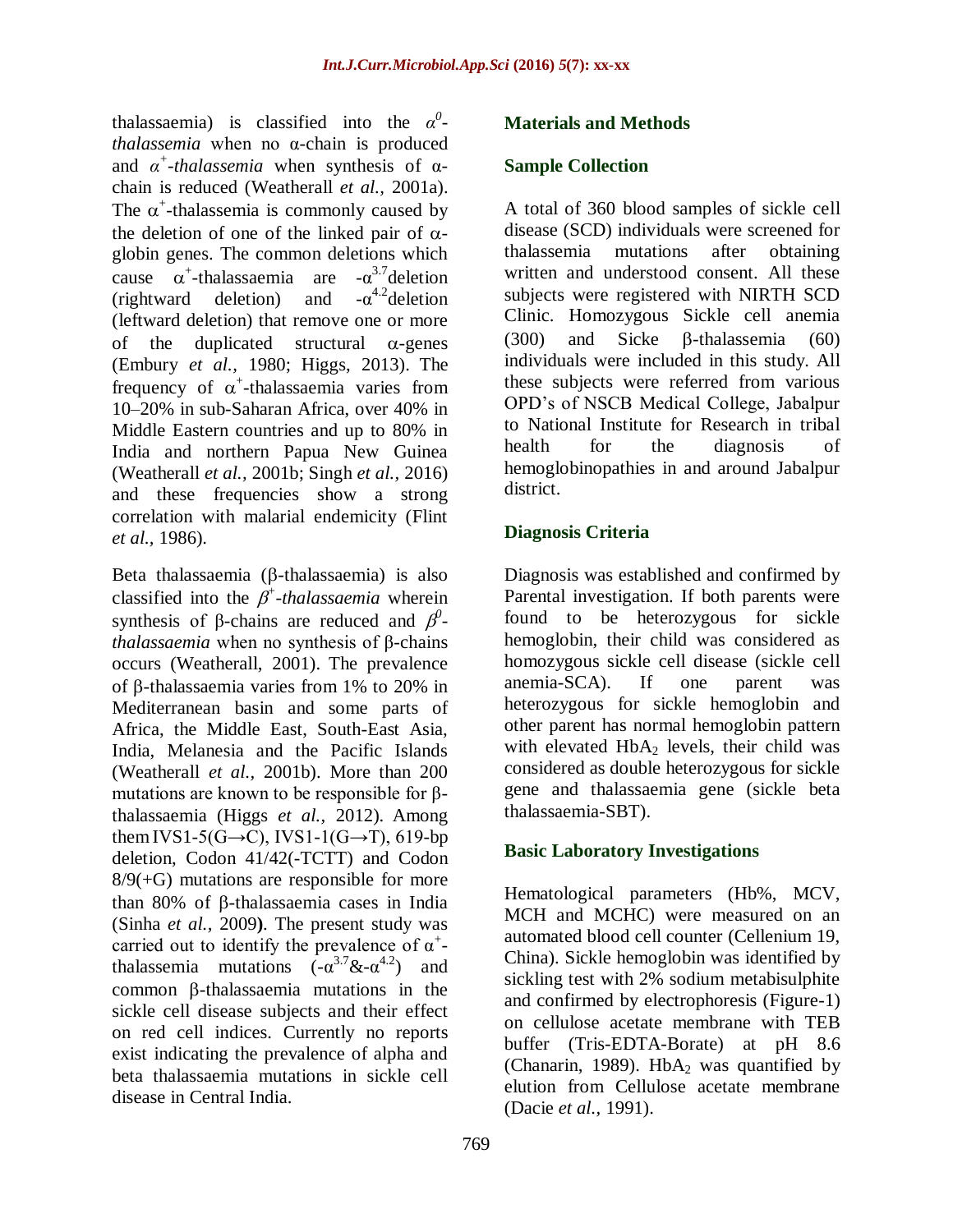thalassaemia) is classified into the $\alpha^0$-*thalassemia* when no α-chain is produced and $\alpha^+$-*thalassemia* when synthesis of α-chain is reduced (Weatherall *et al.,* 2001a). The $\alpha^+$-thalassemia is commonly caused by the deletion of one of the linked pair of α-globin genes. The common deletions which cause $\alpha^+$-thalassaemia are $-\alpha^{3.7}$deletion (rightward deletion) and $-\alpha^{4.2}$deletion (leftward deletion) that remove one or more of the duplicated structural α-genes (Embury *et al.,* 1980; Higgs, 2013). The frequency of $\alpha^+$-thalassaemia varies from 10–20% in sub-Saharan Africa, over 40% in Middle Eastern countries and up to 80% in India and northern Papua New Guinea (Weatherall *et al.,* 2001b; Singh *et al.,* 2016) and these frequencies show a strong correlation with malarial endemicity (Flint *et al.,* 1986).

Beta thalassaemia (β-thalassaemia) is also classified into the $\beta^+$-*thalassaemia* wherein synthesis of β-chains are reduced and $\beta^0$-*thalassaemia* when no synthesis of β-chains occurs (Weatherall, 2001). The prevalence of β-thalassaemia varies from 1% to 20% in Mediterranean basin and some parts of Africa, the Middle East, South-East Asia, India, Melanesia and the Pacific Islands (Weatherall *et al.,* 2001b). More than 200 mutations are known to be responsible for β-thalassaemia (Higgs *et al.,* 2012). Among them IVS1-5(G→C), IVS1-1(G→T), 619-bp deletion, Codon 41/42(-TCTT) and Codon 8/9(+G) mutations are responsible for more than 80% of β-thalassaemia cases in India (Sinha *et al.,* 2009**)**. The present study was carried out to identify the prevalence of $\alpha^+$-thalassemia mutations ($-\alpha^{3.7}$&$-\alpha^{4.2}$) and common β-thalassaemia mutations in the sickle cell disease subjects and their effect on red cell indices. Currently no reports exist indicating the prevalence of alpha and beta thalassaemia mutations in sickle cell disease in Central India.

## Materials and Methods

### Sample Collection

A total of 360 blood samples of sickle cell disease (SCD) individuals were screened for thalassemia mutations after obtaining written and understood consent. All these subjects were registered with NIRTH SCD Clinic. Homozygous Sickle cell anemia (300) and Sicke β-thalassemia (60) individuals were included in this study. All these subjects were referred from various OPD's of NSCB Medical College, Jabalpur to National Institute for Research in tribal health for the diagnosis of hemoglobinopathies in and around Jabalpur district.

### Diagnosis Criteria

Diagnosis was established and confirmed by Parental investigation. If both parents were found to be heterozygous for sickle hemoglobin, their child was considered as homozygous sickle cell disease (sickle cell anemia-SCA). If one parent was heterozygous for sickle hemoglobin and other parent has normal hemoglobin pattern with elevated $HbA_2$ levels, their child was considered as double heterozygous for sickle gene and thalassaemia gene (sickle beta thalassaemia-SBT).

### Basic Laboratory Investigations

Hematological parameters (Hb%, MCV, MCH and MCHC) were measured on an automated blood cell counter (Cellenium 19, China). Sickle hemoglobin was identified by sickling test with 2% sodium metabisulphite and confirmed by electrophoresis (Figure-1) on cellulose acetate membrane with TEB buffer (Tris-EDTA-Borate) at pH 8.6 (Chanarin, 1989). $HbA_2$ was quantified by elution from Cellulose acetate membrane (Dacie *et al.,* 1991).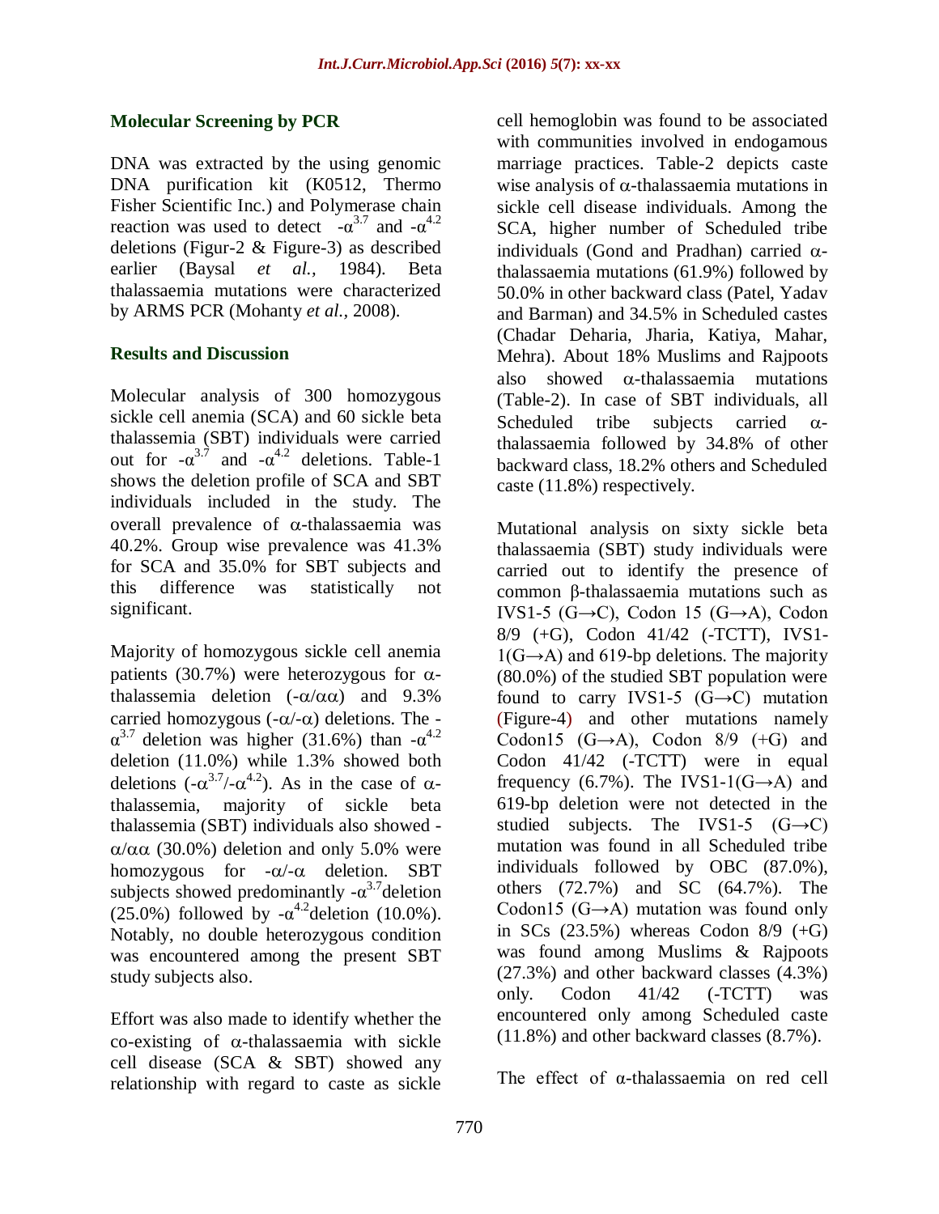### Molecular Screening by PCR

DNA was extracted by the using genomic DNA purification kit (K0512, Thermo Fisher Scientific Inc.) and Polymerase chain reaction was used to detect $-\alpha^{3.7}$ and $-\alpha^{4.2}$ deletions (Figur-2 & Figure-3) as described earlier (Baysal *et al.,* 1984). Beta thalassaemia mutations were characterized by ARMS PCR (Mohanty *et al.,* 2008).

## Results and Discussion

Molecular analysis of 300 homozygous sickle cell anemia (SCA) and 60 sickle beta thalassemia (SBT) individuals were carried out for $-\alpha^{3.7}$ and $-\alpha^{4.2}$ deletions. Table-1 shows the deletion profile of SCA and SBT individuals included in the study. The overall prevalence of α-thalassaemia was 40.2%. Group wise prevalence was 41.3% for SCA and 35.0% for SBT subjects and this difference was statistically not significant.

Majority of homozygous sickle cell anemia patients (30.7%) were heterozygous for α-thalassemia deletion (-α/αα) and 9.3% carried homozygous (-α/-α) deletions. The $-\alpha^{3.7}$ deletion was higher (31.6%) than $-\alpha^{4.2}$ deletion (11.0%) while 1.3% showed both deletions ($-\alpha^{3.7}/-\alpha^{4.2}$). As in the case of α-thalassemia, majority of sickle beta thalassemia (SBT) individuals also showed -α/αα (30.0%) deletion and only 5.0% were homozygous for -α/-α deletion. SBT subjects showed predominantly $-\alpha^{3.7}$deletion (25.0%) followed by $-\alpha^{4.2}$deletion (10.0%). Notably, no double heterozygous condition was encountered among the present SBT study subjects also.

Effort was also made to identify whether the co-existing of α-thalassaemia with sickle cell disease (SCA & SBT) showed any relationship with regard to caste as sickle cell hemoglobin was found to be associated with communities involved in endogamous marriage practices. Table-2 depicts caste wise analysis of α-thalassaemia mutations in sickle cell disease individuals. Among the SCA, higher number of Scheduled tribe individuals (Gond and Pradhan) carried α-thalassaemia mutations (61.9%) followed by 50.0% in other backward class (Patel, Yadav and Barman) and 34.5% in Scheduled castes (Chadar Deharia, Jharia, Katiya, Mahar, Mehra). About 18% Muslims and Rajpoots also showed α-thalassaemia mutations (Table-2). In case of SBT individuals, all Scheduled tribe subjects carried α-thalassaemia followed by 34.8% of other backward class, 18.2% others and Scheduled caste (11.8%) respectively.

Mutational analysis on sixty sickle beta thalassaemia (SBT) study individuals were carried out to identify the presence of common β-thalassaemia mutations such as IVS1-5 (G→C), Codon 15 (G→A), Codon 8/9 (+G), Codon 41/42 (-TCTT), IVS1-1(G→A) and 619-bp deletions. The majority (80.0%) of the studied SBT population were found to carry IVS1-5 (G→C) mutation (Figure-4) and other mutations namely Codon15 (G→A), Codon 8/9 (+G) and Codon 41/42 (-TCTT) were in equal frequency (6.7%). The IVS1-1(G→A) and 619-bp deletion were not detected in the studied subjects. The IVS1-5 (G→C) mutation was found in all Scheduled tribe individuals followed by OBC (87.0%), others (72.7%) and SC (64.7%). The Codon15 (G→A) mutation was found only in SCs (23.5%) whereas Codon 8/9 (+G) was found among Muslims & Rajpoots (27.3%) and other backward classes (4.3%) only. Codon 41/42 (-TCTT) was encountered only among Scheduled caste (11.8%) and other backward classes (8.7%).

The effect of α-thalassaemia on red cell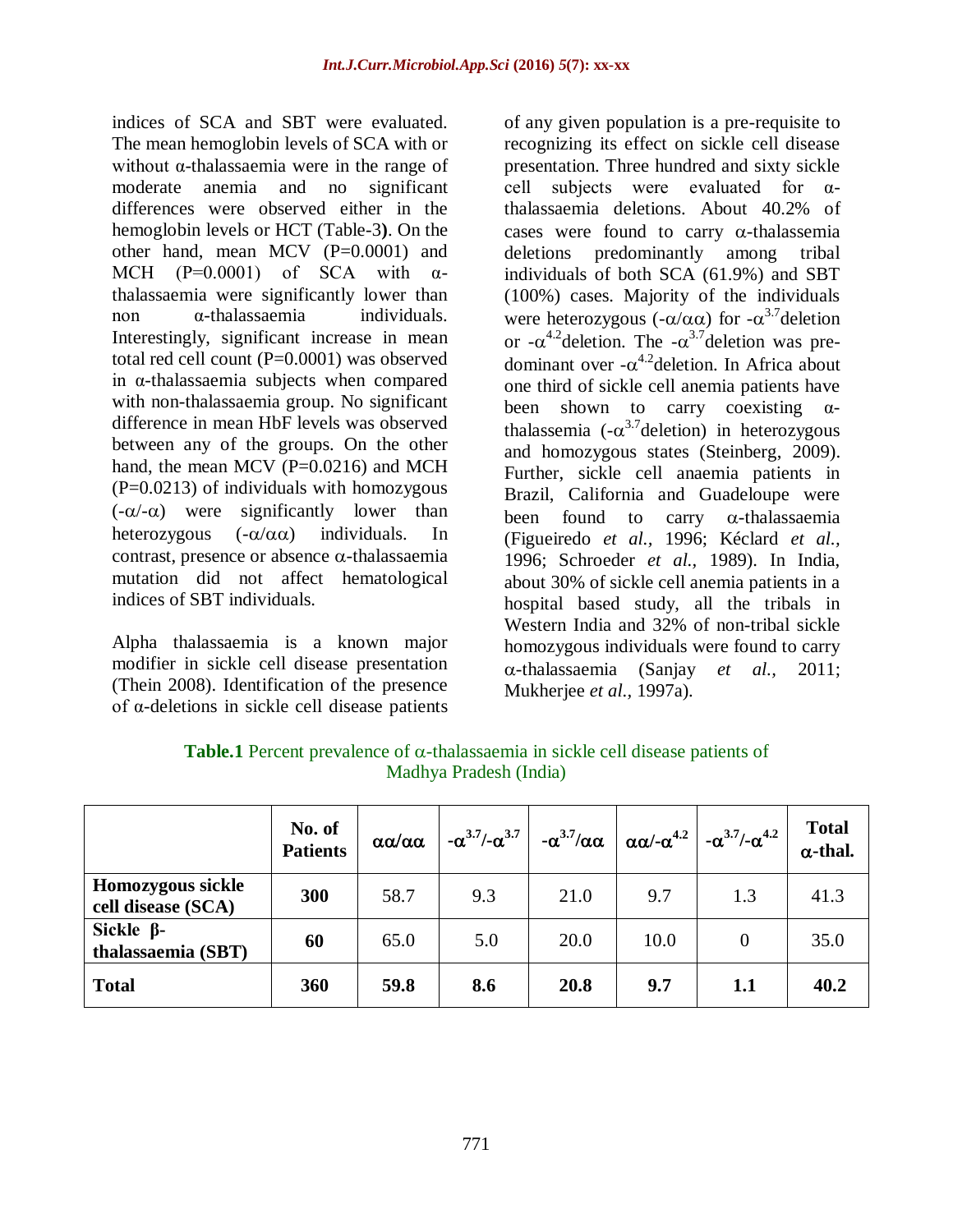indices of SCA and SBT were evaluated. The mean hemoglobin levels of SCA with or without α-thalassaemia were in the range of moderate anemia and no significant differences were observed either in the hemoglobin levels or HCT (Table-3**)**. On the other hand, mean MCV (P=0.0001) and MCH (P=0.0001) of SCA with α-thalassaemia were significantly lower than non α-thalassaemia individuals. Interestingly, significant increase in mean total red cell count (P=0.0001) was observed in α-thalassaemia subjects when compared with non-thalassaemia group. No significant difference in mean HbF levels was observed between any of the groups. On the other hand, the mean MCV (P=0.0216) and MCH (P=0.0213) of individuals with homozygous (-α/-α) were significantly lower than heterozygous (-α/αα) individuals. In contrast, presence or absence α-thalassaemia mutation did not affect hematological indices of SBT individuals.

Alpha thalassaemia is a known major modifier in sickle cell disease presentation (Thein 2008). Identification of the presence of α-deletions in sickle cell disease patients of any given population is a pre-requisite to recognizing its effect on sickle cell disease presentation. Three hundred and sixty sickle cell subjects were evaluated for α-thalassaemia deletions. About 40.2% of cases were found to carry α-thalassemia deletions predominantly among tribal individuals of both SCA (61.9%) and SBT (100%) cases. Majority of the individuals were heterozygous (-α/αα) for $-\alpha^{3.7}$deletion or $-\alpha^{4.2}$deletion. The $-\alpha^{3.7}$deletion was pre-dominant over $-\alpha^{4.2}$deletion. In Africa about one third of sickle cell anemia patients have been shown to carry coexisting α-thalassemia ($-\alpha^{3.7}$deletion) in heterozygous and homozygous states (Steinberg, 2009). Further, sickle cell anaemia patients in Brazil, California and Guadeloupe were been found to carry α-thalassaemia (Figueiredo *et al.,* 1996; Kéclard *et al.,* 1996; Schroeder *et al.,* 1989). In India, about 30% of sickle cell anemia patients in a hospital based study, all the tribals in Western India and 32% of non-tribal sickle homozygous individuals were found to carry α-thalassaemia (Sanjay *et al.,* 2011; Mukherjee *et al.,* 1997a).

**Table.1** Percent prevalence of α-thalassaemia in sickle cell disease patients of Madhya Pradesh (India)

| | No. of Patients | αα/αα | $-\alpha^{3.7}/-\alpha^{3.7}$ | $-\alpha^{3.7}/\alpha\alpha$ | $\alpha\alpha/-\alpha^{4.2}$ | $-\alpha^{3.7}/-\alpha^{4.2}$ | Total α-thal. |
|---|---|---|---|---|---|---|---|
| **Homozygous sickle cell disease (SCA)** | **300** | 58.7 | 9.3 | 21.0 | 9.7 | 1.3 | 41.3 |
| **Sickle β-thalassaemia (SBT)** | **60** | 65.0 | 5.0 | 20.0 | 10.0 | 0 | 35.0 |
| **Total** | **360** | **59.8** | **8.6** | **20.8** | **9.7** | **1.1** | **40.2** |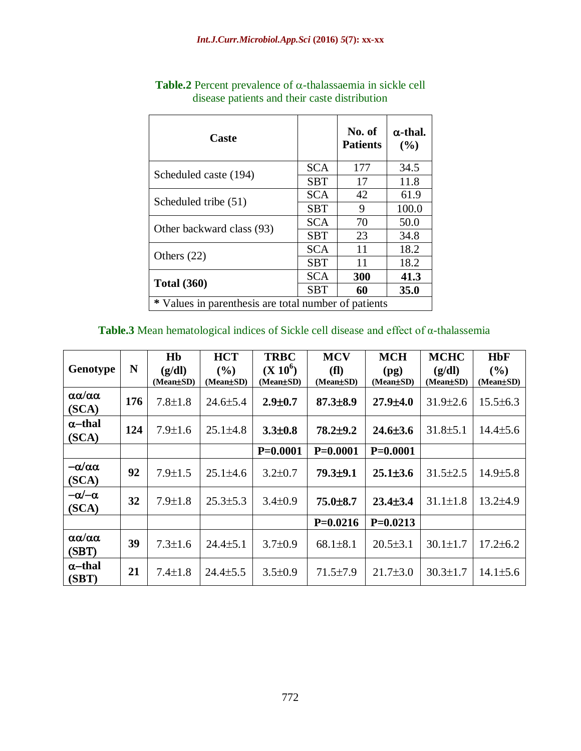**Table.2** Percent prevalence of α-thalassaemia in sickle cell disease patients and their caste distribution

| Caste | | No. of Patients | α-thal. (%) |
|---|---|---|---|
| Scheduled caste (194) | SCA | 177 | 34.5 |
| | SBT | 17 | 11.8 |
| Scheduled tribe (51) | SCA | 42 | 61.9 |
| | SBT | 9 | 100.0 |
| Other backward class (93) | SCA | 70 | 50.0 |
| | SBT | 23 | 34.8 |
| Others (22) | SCA | 11 | 18.2 |
| | SBT | 11 | 18.2 |
| **Total (360)** | SCA | **300** | **41.3** |
| | SBT | **60** | **35.0** |

**\*** Values in parenthesis are total number of patients

**Table.3** Mean hematological indices of Sickle cell disease and effect of α-thalassemia

| Genotype | N | Hb (g/dl) (Mean±SD) | HCT (%) (Mean±SD) | TRBC (X $10^6$) (Mean±SD) | MCV (fl) (Mean±SD) | MCH (pg) (Mean±SD) | MCHC (g/dl) (Mean±SD) | HbF (%) (Mean±SD) |
|---|---|---|---|---|---|---|---|---|
| **αα/αα (SCA)** | **176** | 7.8±1.8 | 24.6±5.4 | **2.9±0.7** | **87.3±8.9** | **27.9±4.0** | 31.9±2.6 | 15.5±6.3 |
| **α–thal (SCA)** | **124** | 7.9±1.6 | 25.1±4.8 | **3.3±0.8** | **78.2±9.2** | **24.6±3.6** | 31.8±5.1 | 14.4±5.6 |
| | | | | **P=0.0001** | **P=0.0001** | **P=0.0001** | | |
| **–α/αα (SCA)** | **92** | 7.9±1.5 | 25.1±4.6 | 3.2±0.7 | **79.3±9.1** | **25.1±3.6** | 31.5±2.5 | 14.9±5.8 |
| **–α/–α (SCA)** | **32** | 7.9±1.8 | 25.3±5.3 | 3.4±0.9 | **75.0±8.7** | **23.4±3.4** | 31.1±1.8 | 13.2±4.9 |
| | | | | | **P=0.0216** | **P=0.0213** | | |
| **αα/αα (SBT)** | **39** | 7.3±1.6 | 24.4±5.1 | 3.7±0.9 | 68.1±8.1 | 20.5±3.1 | 30.1±1.7 | 17.2±6.2 |
| **α–thal (SBT)** | **21** | 7.4±1.8 | 24.4±5.5 | 3.5±0.9 | 71.5±7.9 | 21.7±3.0 | 30.3±1.7 | 14.1±5.6 |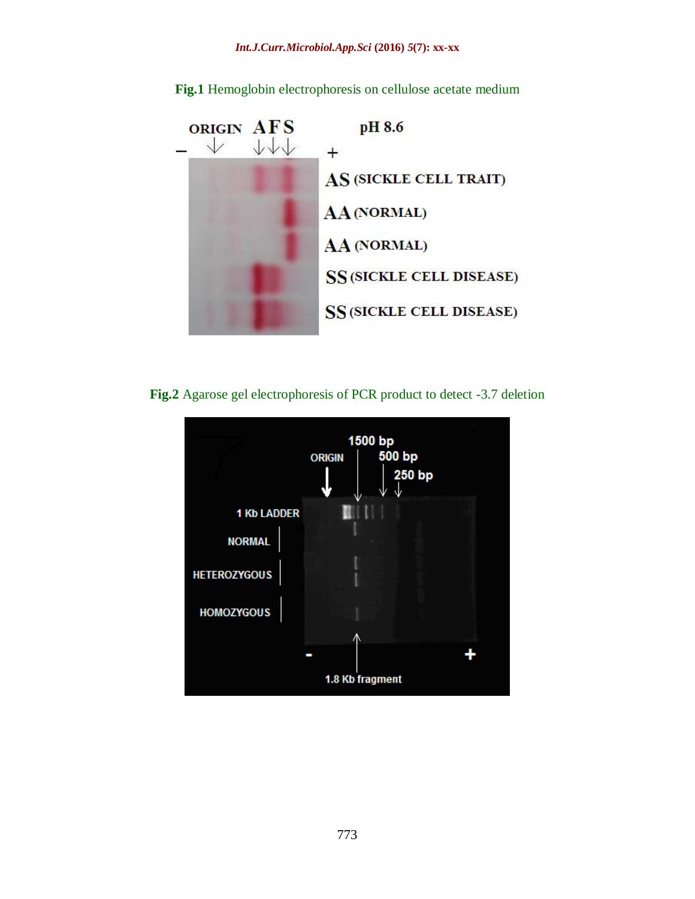**Fig.1** Hemoglobin electrophoresis on cellulose acetate medium

**Fig.2** Agarose gel electrophoresis of PCR product to detect -3.7 deletion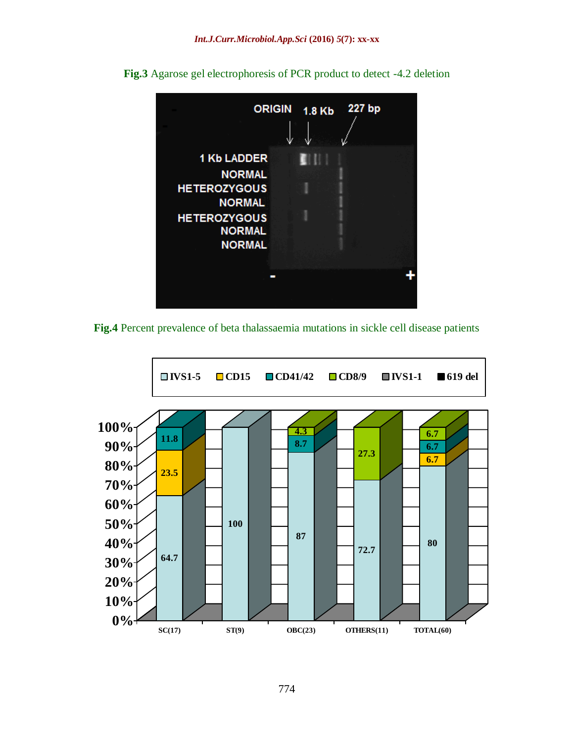**Fig.3** Agarose gel electrophoresis of PCR product to detect -4.2 deletion

**Fig.4** Percent prevalence of beta thalassaemia mutations in sickle cell disease patients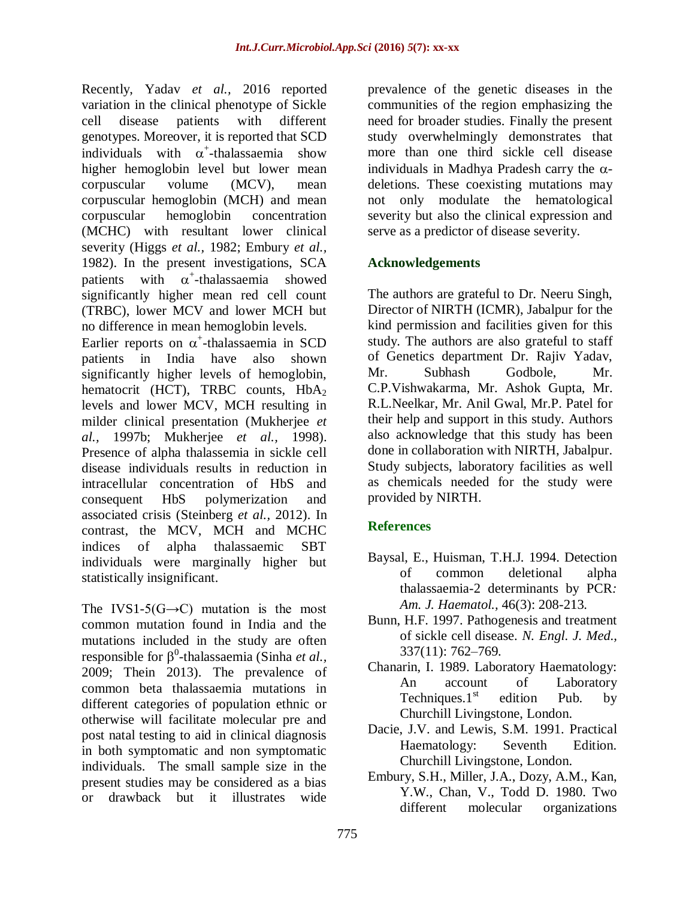Recently, Yadav *et al.,* 2016 reported variation in the clinical phenotype of Sickle cell disease patients with different genotypes. Moreover, it is reported that SCD individuals with $\alpha^{+}$-thalassaemia show higher hemoglobin level but lower mean corpuscular volume (MCV), mean corpuscular hemoglobin (MCH) and mean corpuscular hemoglobin concentration (MCHC) with resultant lower clinical severity (Higgs *et al.,* 1982; Embury *et al.,* 1982). In the present investigations, SCA patients with $\alpha^{+}$-thalassaemia showed significantly higher mean red cell count (TRBC), lower MCV and lower MCH but no difference in mean hemoglobin levels.
Earlier reports on $\alpha^{+}$-thalassaemia in SCD patients in India have also shown significantly higher levels of hemoglobin, hematocrit (HCT), TRBC counts, $HbA_2$ levels and lower MCV, MCH resulting in milder clinical presentation (Mukherjee *et al.,* 1997b; Mukherjee *et al.,* 1998). Presence of alpha thalassemia in sickle cell disease individuals results in reduction in intracellular concentration of HbS and consequent HbS polymerization and associated crisis (Steinberg *et al.,* 2012). In contrast, the MCV, MCH and MCHC indices of alpha thalassaemic SBT individuals were marginally higher but statistically insignificant.

The IVS1-5(G→C) mutation is the most common mutation found in India and the mutations included in the study are often responsible for $\beta^{0}$-thalassaemia (Sinha *et al.,* 2009; Thein 2013). The prevalence of common beta thalassaemia mutations in different categories of population ethnic or otherwise will facilitate molecular pre and post natal testing to aid in clinical diagnosis in both symptomatic and non symptomatic individuals. The small sample size in the present studies may be considered as a bias or drawback but it illustrates wide prevalence of the genetic diseases in the communities of the region emphasizing the need for broader studies. Finally the present study overwhelmingly demonstrates that more than one third sickle cell disease individuals in Madhya Pradesh carry the α-deletions. These coexisting mutations may not only modulate the hematological severity but also the clinical expression and serve as a predictor of disease severity.

## Acknowledgements

The authors are grateful to Dr. Neeru Singh, Director of NIRTH (ICMR), Jabalpur for the kind permission and facilities given for this study. The authors are also grateful to staff of Genetics department Dr. Rajiv Yadav, Mr. Subhash Godbole, Mr. C.P.Vishwakarma, Mr. Ashok Gupta, Mr. R.L.Neelkar, Mr. Anil Gwal, Mr.P. Patel for their help and support in this study. Authors also acknowledge that this study has been done in collaboration with NIRTH, Jabalpur. Study subjects, laboratory facilities as well as chemicals needed for the study were provided by NIRTH.

## References

Baysal, E., Huisman, T.H.J. 1994. Detection of common deletional alpha thalassaemia-2 determinants by PCR*: Am. J. Haematol.,* 46(3): 208-213.

Bunn, H.F. 1997. Pathogenesis and treatment of sickle cell disease. *N. Engl. J. Med.,* 337(11): 762–769.

Chanarin, I. 1989. Laboratory Haematology: An account of Laboratory Techniques.1st edition Pub. by Churchill Livingstone, London.

Dacie, J.V. and Lewis, S.M. 1991. Practical Haematology: Seventh Edition. Churchill Livingstone, London.

Embury, S.H., Miller, J.A., Dozy, A.M., Kan, Y.W., Chan, V., Todd D. 1980. Two different molecular organizations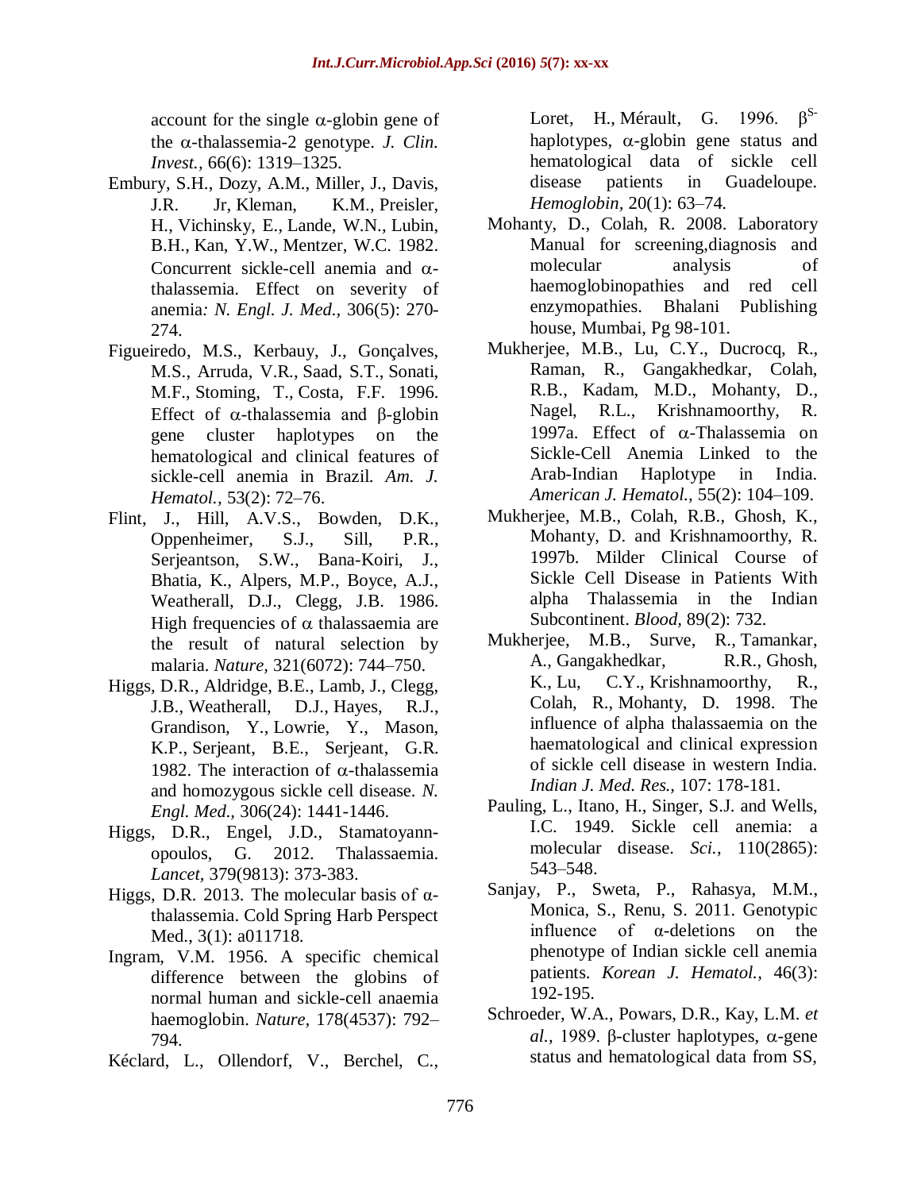account for the single α-globin gene of the α-thalassemia-2 genotype. *J. Clin. Invest.,* 66(6): 1319–1325.

Embury, S.H., Dozy, A.M., Miller, J., Davis, J.R. Jr, Kleman, K.M., Preisler, H., Vichinsky, E., Lande, W.N., Lubin, B.H., Kan, Y.W., Mentzer, W.C. 1982. Concurrent sickle-cell anemia and α-thalassemia. Effect on severity of anemia*: N. Engl. J. Med.,* 306(5): 270-274.

Figueiredo, M.S., Kerbauy, J., Gonçalves, M.S., Arruda, V.R., Saad, S.T., Sonati, M.F., Stoming, T., Costa, F.F. 1996. Effect of α-thalassemia and β-globin gene cluster haplotypes on the hematological and clinical features of sickle-cell anemia in Brazil. *Am. J. Hematol.,* 53(2): 72–76.

Flint, J., Hill, A.V.S., Bowden, D.K., Oppenheimer, S.J., Sill, P.R., Serjeantson, S.W., Bana-Koiri, J., Bhatia, K., Alpers, M.P., Boyce, A.J., Weatherall, D.J., Clegg, J.B. 1986. High frequencies of α thalassaemia are the result of natural selection by malaria. *Nature,* 321(6072): 744–750.

Higgs, D.R., Aldridge, B.E., Lamb, J., Clegg, J.B., Weatherall, D.J., Hayes, R.J., Grandison, Y., Lowrie, Y., Mason, K.P., Serjeant, B.E., Serjeant, G.R. 1982. The interaction of α-thalassemia and homozygous sickle cell disease. *N. Engl. Med.,* 306(24): 1441-1446.

Higgs, D.R., Engel, J.D., Stamatoyannopoulos, G. 2012. Thalassaemia. *Lancet,* 379(9813): 373-383.

Higgs, D.R. 2013. The molecular basis of α-thalassemia. Cold Spring Harb Perspect Med., 3(1): a011718.

Ingram, V.M. 1956. A specific chemical difference between the globins of normal human and sickle-cell anaemia haemoglobin. *Nature,* 178(4537): 792–794.

Kéclard, L., Ollendorf, V., Berchel, C., Loret, H., Mérault, G. 1996. β[S-] haplotypes, α-globin gene status and hematological data of sickle cell disease patients in Guadeloupe. *Hemoglobin,* 20(1): 63–74.

Mohanty, D., Colah, R. 2008. Laboratory Manual for screening,diagnosis and molecular analysis of haemoglobinopathies and red cell enzymopathies. Bhalani Publishing house, Mumbai, Pg 98-101.

Mukherjee, M.B., Lu, C.Y., Ducrocq, R., Raman, R., Gangakhedkar, Colah, R.B., Kadam, M.D., Mohanty, D., Nagel, R.L., Krishnamoorthy, R. 1997a. Effect of α-Thalassemia on Sickle-Cell Anemia Linked to the Arab-Indian Haplotype in India. *American J. Hematol.,* 55(2): 104–109.

Mukherjee, M.B., Colah, R.B., Ghosh, K., Mohanty, D. and Krishnamoorthy, R. 1997b. Milder Clinical Course of Sickle Cell Disease in Patients With alpha Thalassemia in the Indian Subcontinent. *Blood,* 89(2): 732.

Mukherjee, M.B., Surve, R., Tamankar, A., Gangakhedkar, R.R., Ghosh, K., Lu, C.Y., Krishnamoorthy, R., Colah, R., Mohanty, D. 1998. The influence of alpha thalassaemia on the haematological and clinical expression of sickle cell disease in western India. *Indian J. Med. Res.,* 107: 178-181.

Pauling, L., Itano, H., Singer, S.J. and Wells, I.C. 1949. Sickle cell anemia: a molecular disease. *Sci.,* 110(2865): 543–548.

Sanjay, P., Sweta, P., Rahasya, M.M., Monica, S., Renu, S. 2011. Genotypic influence of α-deletions on the phenotype of Indian sickle cell anemia patients. *Korean J. Hematol.,* 46(3): 192-195.

Schroeder, W.A., Powars, D.R., Kay, L.M. *et al.,* 1989. β-cluster haplotypes, α-gene status and hematological data from SS,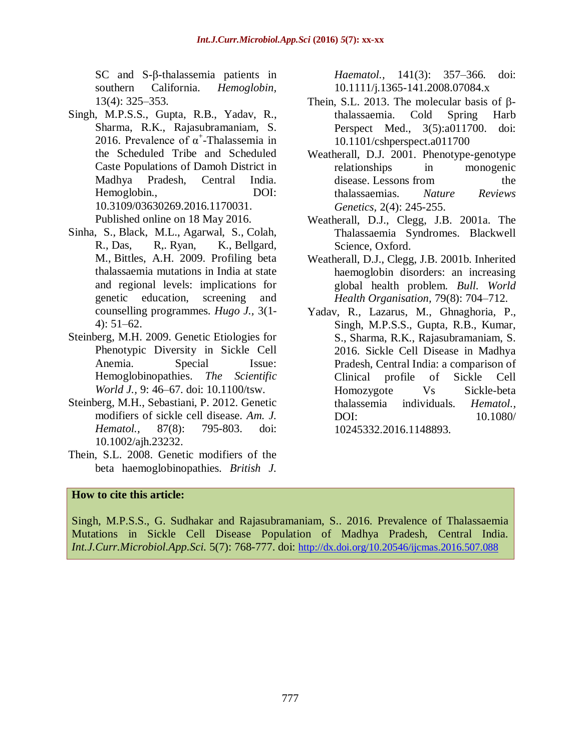SC and S-β-thalassemia patients in southern California. *Hemoglobin*, 13(4): 325–353.

Singh, M.P.S.S., Gupta, R.B., Yadav, R., Sharma, R.K., Rajasubramaniam, S. 2016. Prevalence of $\alpha^+$-Thalassemia in the Scheduled Tribe and Scheduled Caste Populations of Damoh District in Madhya Pradesh, Central India. Hemoglobin., DOI: 10.3109/03630269.2016.1170031. Published online on 18 May 2016.

Sinha, S., Black, M.L., Agarwal, S., Colah, R., Das, R,. Ryan, K., Bellgard, M., Bittles, A.H. 2009. Profiling beta thalassaemia mutations in India at state and regional levels: implications for genetic education, screening and counselling programmes. *Hugo J.,* 3(1-4): 51–62.

Steinberg, M.H. 2009. Genetic Etiologies for Phenotypic Diversity in Sickle Cell Anemia. Special Issue: Hemoglobinopathies. *The Scientific World J.,* 9: 46–67. doi: 10.1100/tsw.

Steinberg, M.H., Sebastiani, P. 2012. Genetic modifiers of sickle cell disease. *Am. J. Hematol.,* 87(8): 795-803. doi: 10.1002/ajh.23232.

Thein, S.L. 2008. Genetic modifiers of the beta haemoglobinopathies. *British J. Haematol.,* 141(3): 357–366. doi: 10.1111/j.1365-141.2008.07084.x

Thein, S.L. 2013. The molecular basis of β-thalassaemia. Cold Spring Harb Perspect Med., 3(5):a011700. doi: 10.1101/cshperspect.a011700

Weatherall, D.J. 2001. Phenotype-genotype relationships in monogenic disease. Lessons from the thalassaemias. *Nature Reviews Genetics,* 2(4): 245-255.

Weatherall, D.J., Clegg, J.B. 2001a. The Thalassaemia Syndromes. Blackwell Science, Oxford.

Weatherall, D.J., Clegg, J.B. 2001b. Inherited haemoglobin disorders: an increasing global health problem. *Bull. World Health Organisation,* 79(8): 704–712.

Yadav, R., Lazarus, M., Ghnaghoria, P., Singh, M.P.S.S., Gupta, R.B., Kumar, S., Sharma, R.K., Rajasubramaniam, S. 2016. Sickle Cell Disease in Madhya Pradesh, Central India: a comparison of Clinical profile of Sickle Cell Homozygote Vs Sickle-beta thalassemia individuals. *Hematol.,* DOI: 10.1080/ 10245332.2016.1148893.

**How to cite this article:**

Singh, M.P.S.S., G. Sudhakar and Rajasubramaniam, S.. 2016. Prevalence of Thalassaemia Mutations in Sickle Cell Disease Population of Madhya Pradesh, Central India. *Int.J.Curr.Microbiol.App.Sci.* 5(7): 768-777. doi: http://dx.doi.org/10.20546/ijcmas.2016.507.088